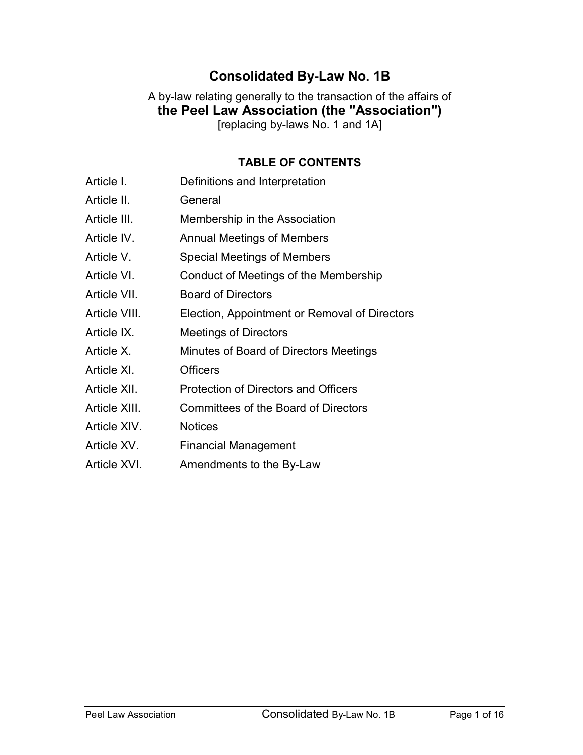# Consolidated By-Law No. 1B

A by-law relating generally to the transaction of the affairs of

**the Peel Law Association (the "Association")**

[replacing by-laws No. 1 and 1A]

## TABLE OF CONTENTS

| | |
|---|---|
| Article I. | Definitions and Interpretation |
| Article II. | General |
| Article III. | Membership in the Association |
| Article IV. | Annual Meetings of Members |
| Article V. | Special Meetings of Members |
| Article VI. | Conduct of Meetings of the Membership |
| Article VII. | Board of Directors |
| Article VIII. | Election, Appointment or Removal of Directors |
| Article IX. | Meetings of Directors |
| Article X. | Minutes of Board of Directors Meetings |
| Article XI. | Officers |
| Article XII. | Protection of Directors and Officers |
| Article XIII. | Committees of the Board of Directors |
| Article XIV. | Notices |
| Article XV. | Financial Management |
| Article XVI. | Amendments to the By-Law |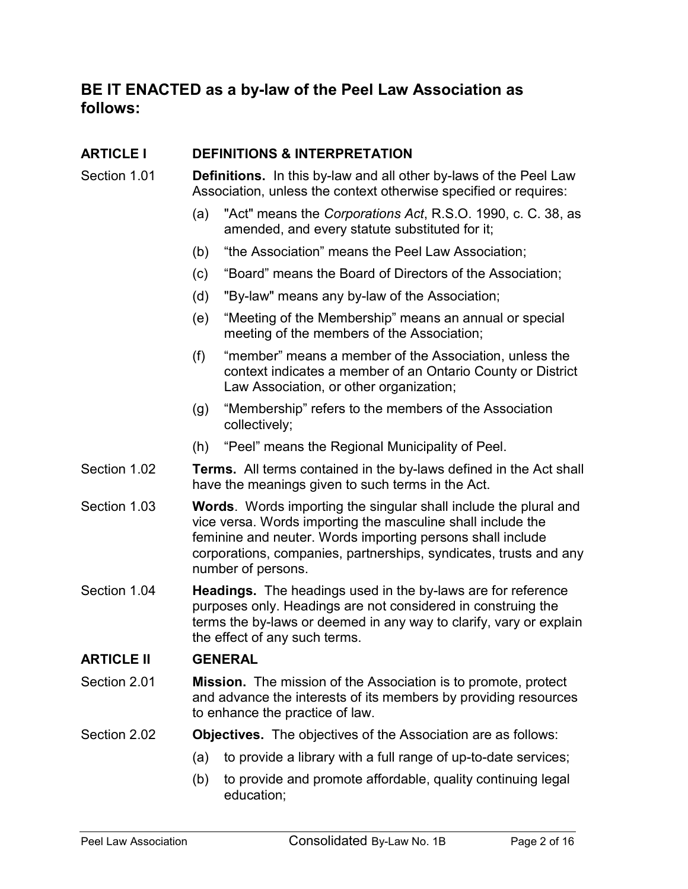## BE IT ENACTED as a by-law of the Peel Law Association as follows:

### ARTICLE I DEFINITIONS & INTERPRETATION

Section 1.01 **Definitions.** In this by-law and all other by-laws of the Peel Law Association, unless the context otherwise specified or requires:

(a) "Act" means the *Corporations Act*, R.S.O. 1990, c. C. 38, as amended, and every statute substituted for it;

(b) "the Association" means the Peel Law Association;

(c) "Board" means the Board of Directors of the Association;

(d) "By-law" means any by-law of the Association;

(e) "Meeting of the Membership" means an annual or special meeting of the members of the Association;

(f) "member" means a member of the Association, unless the context indicates a member of an Ontario County or District Law Association, or other organization;

(g) "Membership" refers to the members of the Association collectively;

(h) "Peel" means the Regional Municipality of Peel.

Section 1.02 **Terms.** All terms contained in the by-laws defined in the Act shall have the meanings given to such terms in the Act.

Section 1.03 **Words**. Words importing the singular shall include the plural and vice versa. Words importing the masculine shall include the feminine and neuter. Words importing persons shall include corporations, companies, partnerships, syndicates, trusts and any number of persons.

Section 1.04 **Headings.** The headings used in the by-laws are for reference purposes only. Headings are not considered in construing the terms the by-laws or deemed in any way to clarify, vary or explain the effect of any such terms.

### ARTICLE II GENERAL

Section 2.01 **Mission.** The mission of the Association is to promote, protect and advance the interests of its members by providing resources to enhance the practice of law.

Section 2.02 **Objectives.** The objectives of the Association are as follows:

(a) to provide a library with a full range of up-to-date services;

(b) to provide and promote affordable, quality continuing legal education;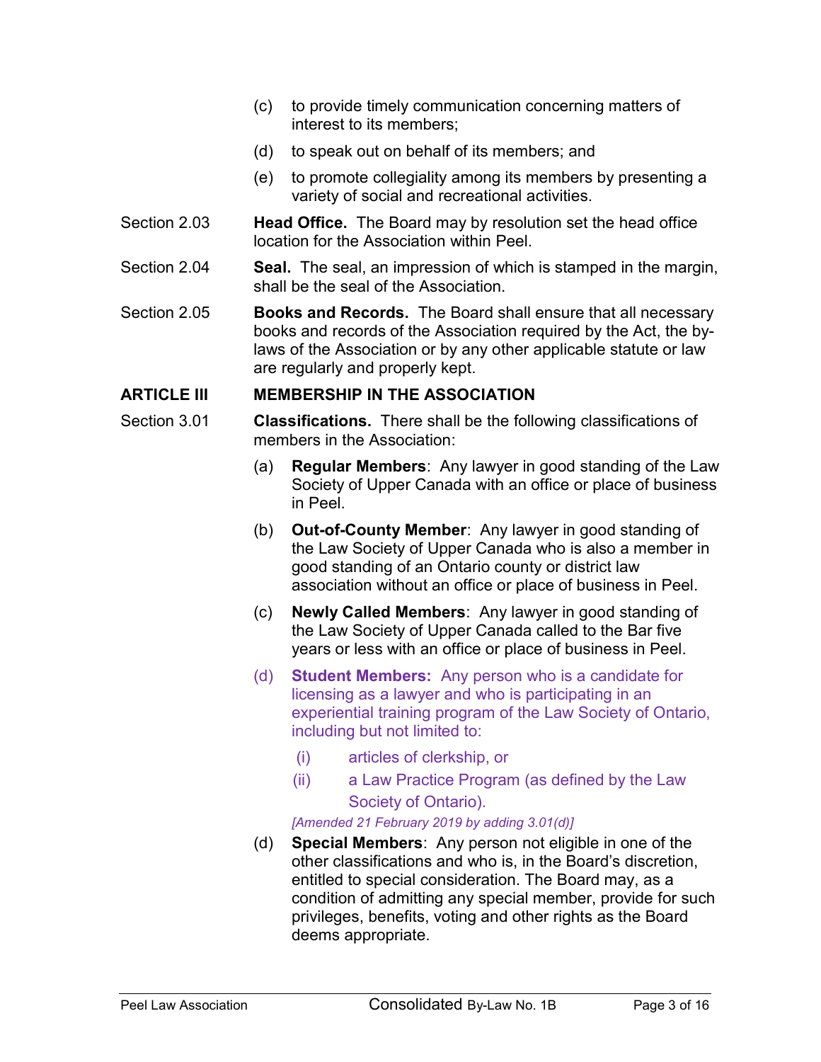(c) to provide timely communication concerning matters of interest to its members;

(d) to speak out on behalf of its members; and

(e) to promote collegiality among its members by presenting a variety of social and recreational activities.

Section 2.03 **Head Office.** The Board may by resolution set the head office location for the Association within Peel.

Section 2.04 **Seal.** The seal, an impression of which is stamped in the margin, shall be the seal of the Association.

Section 2.05 **Books and Records.** The Board shall ensure that all necessary books and records of the Association required by the Act, the by-laws of the Association or by any other applicable statute or law are regularly and properly kept.

## ARTICLE III MEMBERSHIP IN THE ASSOCIATION

Section 3.01 **Classifications.** There shall be the following classifications of members in the Association:

(a) **Regular Members**: Any lawyer in good standing of the Law Society of Upper Canada with an office or place of business in Peel.

(b) **Out-of-County Member**: Any lawyer in good standing of the Law Society of Upper Canada who is also a member in good standing of an Ontario county or district law association without an office or place of business in Peel.

(c) **Newly Called Members**: Any lawyer in good standing of the Law Society of Upper Canada called to the Bar five years or less with an office or place of business in Peel.

(d) **Student Members:** Any person who is a candidate for licensing as a lawyer and who is participating in an experiential training program of the Law Society of Ontario, including but not limited to:

(i) articles of clerkship, or

(ii) a Law Practice Program (as defined by the Law Society of Ontario).

*[Amended 21 February 2019 by adding 3.01(d)]*

(d) **Special Members**: Any person not eligible in one of the other classifications and who is, in the Board's discretion, entitled to special consideration. The Board may, as a condition of admitting any special member, provide for such privileges, benefits, voting and other rights as the Board deems appropriate.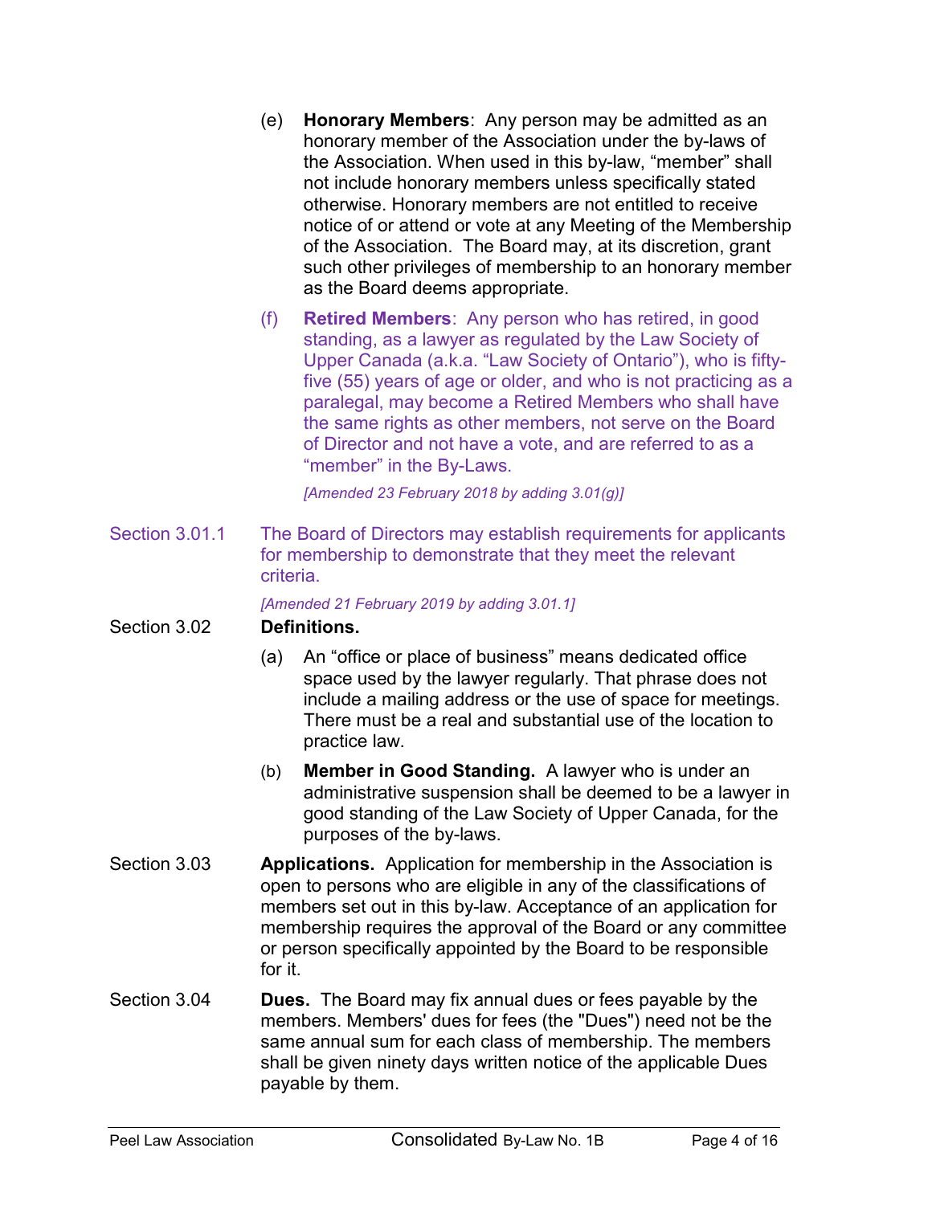(e) **Honorary Members**: Any person may be admitted as an honorary member of the Association under the by-laws of the Association. When used in this by-law, “member” shall not include honorary members unless specifically stated otherwise. Honorary members are not entitled to receive notice of or attend or vote at any Meeting of the Membership of the Association. The Board may, at its discretion, grant such other privileges of membership to an honorary member as the Board deems appropriate.

(f) **Retired Members**: Any person who has retired, in good standing, as a lawyer as regulated by the Law Society of Upper Canada (a.k.a. “Law Society of Ontario”), who is fifty-five (55) years of age or older, and who is not practicing as a paralegal, may become a Retired Members who shall have the same rights as other members, not serve on the Board of Director and not have a vote, and are referred to as a “member” in the By-Laws.

*[Amended 23 February 2018 by adding 3.01(g)]*

Section 3.01.1 The Board of Directors may establish requirements for applicants for membership to demonstrate that they meet the relevant criteria.

*[Amended 21 February 2019 by adding 3.01.1]*

Section 3.02 **Definitions.**

(a) An “office or place of business” means dedicated office space used by the lawyer regularly. That phrase does not include a mailing address or the use of space for meetings. There must be a real and substantial use of the location to practice law.

(b) **Member in Good Standing.** A lawyer who is under an administrative suspension shall be deemed to be a lawyer in good standing of the Law Society of Upper Canada, for the purposes of the by-laws.

Section 3.03 **Applications.** Application for membership in the Association is open to persons who are eligible in any of the classifications of members set out in this by-law. Acceptance of an application for membership requires the approval of the Board or any committee or person specifically appointed by the Board to be responsible for it.

Section 3.04 **Dues.** The Board may fix annual dues or fees payable by the members. Members' dues for fees (the "Dues") need not be the same annual sum for each class of membership. The members shall be given ninety days written notice of the applicable Dues payable by them.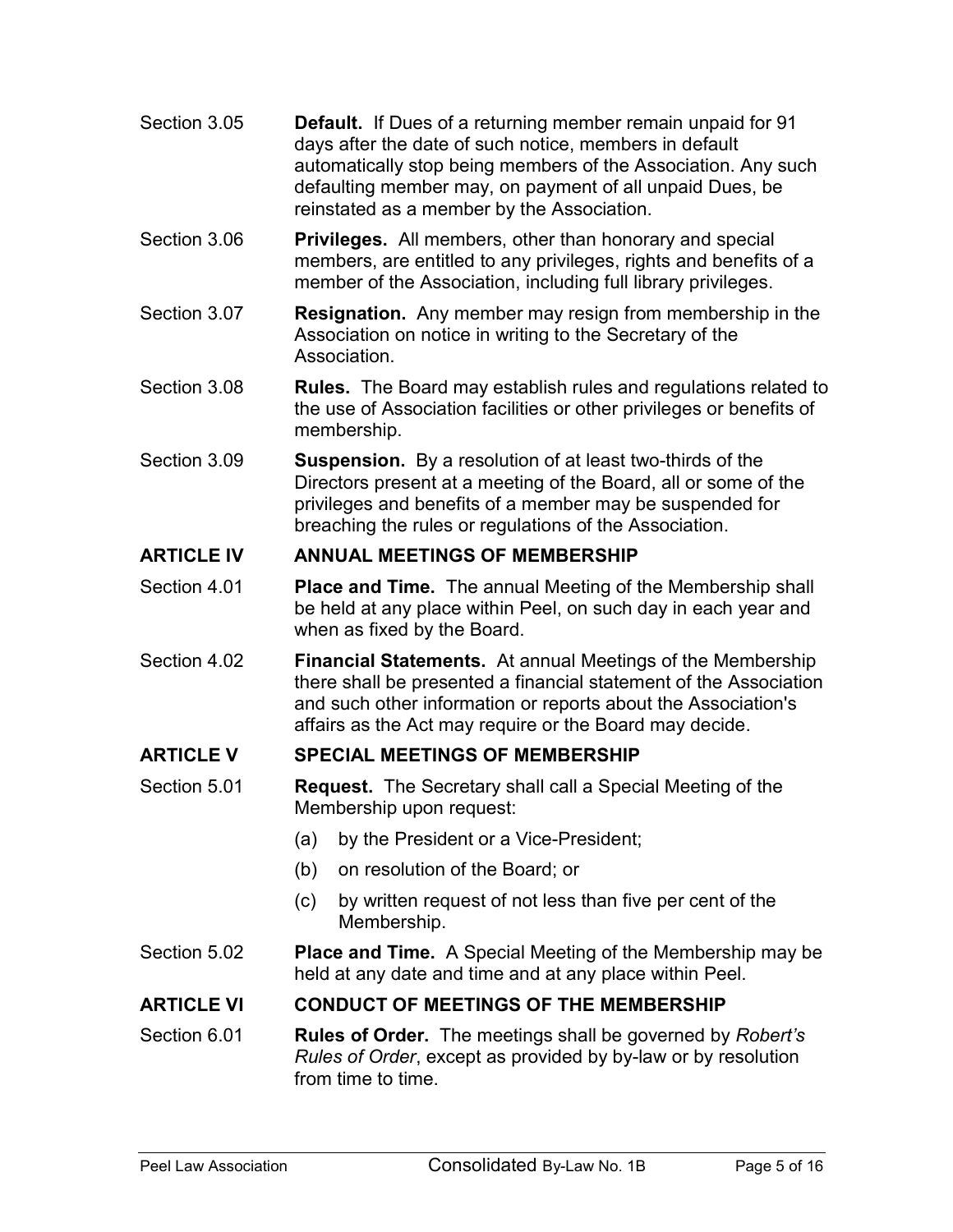Section 3.05 **Default.** If Dues of a returning member remain unpaid for 91 days after the date of such notice, members in default automatically stop being members of the Association. Any such defaulting member may, on payment of all unpaid Dues, be reinstated as a member by the Association.

Section 3.06 **Privileges.** All members, other than honorary and special members, are entitled to any privileges, rights and benefits of a member of the Association, including full library privileges.

Section 3.07 **Resignation.** Any member may resign from membership in the Association on notice in writing to the Secretary of the Association.

Section 3.08 **Rules.** The Board may establish rules and regulations related to the use of Association facilities or other privileges or benefits of membership.

Section 3.09 **Suspension.** By a resolution of at least two-thirds of the Directors present at a meeting of the Board, all or some of the privileges and benefits of a member may be suspended for breaching the rules or regulations of the Association.

## ARTICLE IV ANNUAL MEETINGS OF MEMBERSHIP

Section 4.01 **Place and Time.** The annual Meeting of the Membership shall be held at any place within Peel, on such day in each year and when as fixed by the Board.

Section 4.02 **Financial Statements.** At annual Meetings of the Membership there shall be presented a financial statement of the Association and such other information or reports about the Association's affairs as the Act may require or the Board may decide.

## ARTICLE V SPECIAL MEETINGS OF MEMBERSHIP

Section 5.01 **Request.** The Secretary shall call a Special Meeting of the Membership upon request:

(a) by the President or a Vice-President;

(b) on resolution of the Board; or

(c) by written request of not less than five per cent of the Membership.

Section 5.02 **Place and Time.** A Special Meeting of the Membership may be held at any date and time and at any place within Peel.

## ARTICLE VI CONDUCT OF MEETINGS OF THE MEMBERSHIP

Section 6.01 **Rules of Order.** The meetings shall be governed by *Robert's Rules of Order*, except as provided by by-law or by resolution from time to time.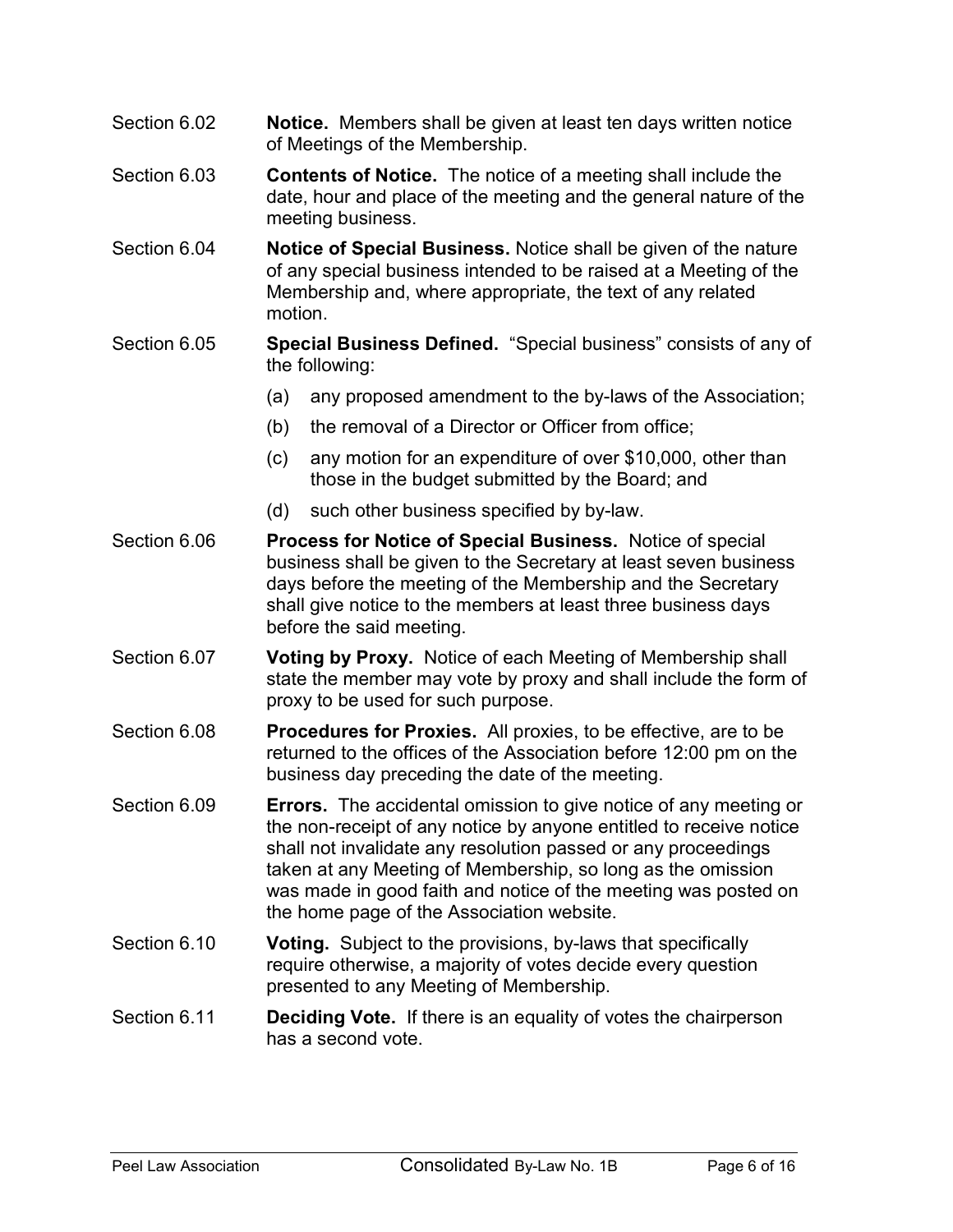Section 6.02 **Notice.** Members shall be given at least ten days written notice of Meetings of the Membership.

Section 6.03 **Contents of Notice.** The notice of a meeting shall include the date, hour and place of the meeting and the general nature of the meeting business.

Section 6.04 **Notice of Special Business.** Notice shall be given of the nature of any special business intended to be raised at a Meeting of the Membership and, where appropriate, the text of any related motion.

Section 6.05 **Special Business Defined.** "Special business" consists of any of the following:

(a) any proposed amendment to the by-laws of the Association;

(b) the removal of a Director or Officer from office;

(c) any motion for an expenditure of over $10,000, other than those in the budget submitted by the Board; and

(d) such other business specified by by-law.

Section 6.06 **Process for Notice of Special Business.** Notice of special business shall be given to the Secretary at least seven business days before the meeting of the Membership and the Secretary shall give notice to the members at least three business days before the said meeting.

Section 6.07 **Voting by Proxy.** Notice of each Meeting of Membership shall state the member may vote by proxy and shall include the form of proxy to be used for such purpose.

Section 6.08 **Procedures for Proxies.** All proxies, to be effective, are to be returned to the offices of the Association before 12:00 pm on the business day preceding the date of the meeting.

Section 6.09 **Errors.** The accidental omission to give notice of any meeting or the non-receipt of any notice by anyone entitled to receive notice shall not invalidate any resolution passed or any proceedings taken at any Meeting of Membership, so long as the omission was made in good faith and notice of the meeting was posted on the home page of the Association website.

Section 6.10 **Voting.** Subject to the provisions, by-laws that specifically require otherwise, a majority of votes decide every question presented to any Meeting of Membership.

Section 6.11 **Deciding Vote.** If there is an equality of votes the chairperson has a second vote.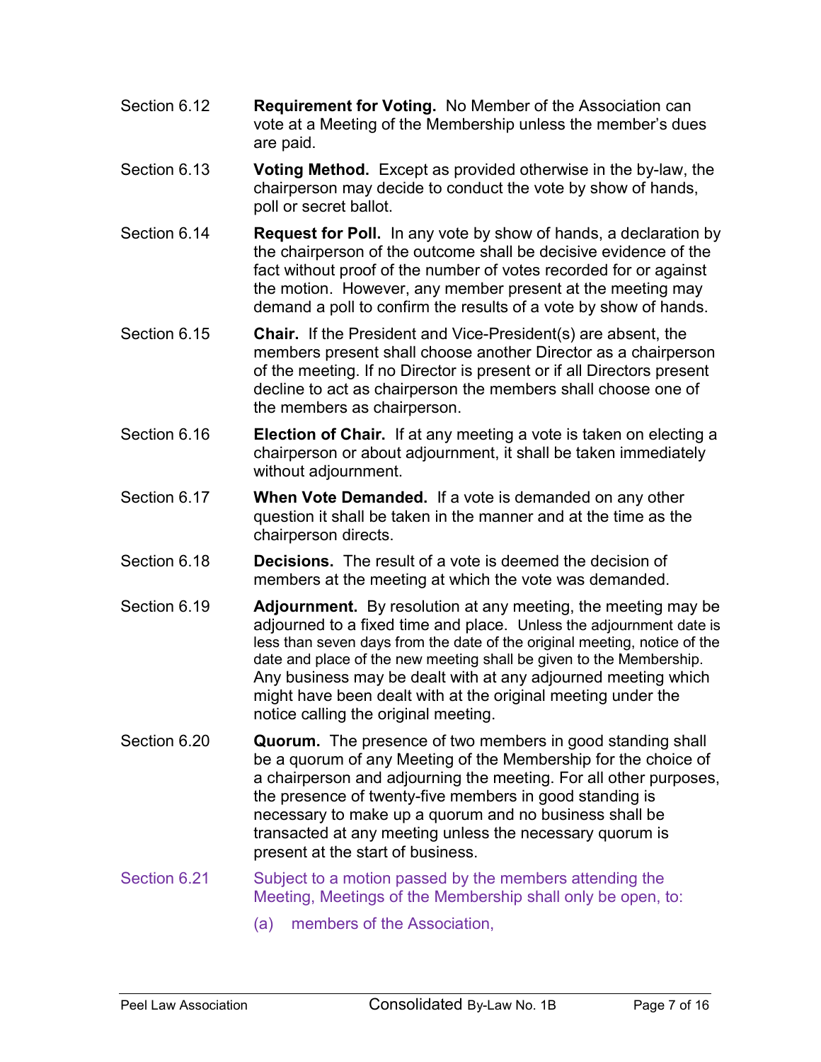Section 6.12 **Requirement for Voting.** No Member of the Association can vote at a Meeting of the Membership unless the member's dues are paid.

Section 6.13 **Voting Method.** Except as provided otherwise in the by-law, the chairperson may decide to conduct the vote by show of hands, poll or secret ballot.

Section 6.14 **Request for Poll.** In any vote by show of hands, a declaration by the chairperson of the outcome shall be decisive evidence of the fact without proof of the number of votes recorded for or against the motion. However, any member present at the meeting may demand a poll to confirm the results of a vote by show of hands.

Section 6.15 **Chair.** If the President and Vice-President(s) are absent, the members present shall choose another Director as a chairperson of the meeting. If no Director is present or if all Directors present decline to act as chairperson the members shall choose one of the members as chairperson.

Section 6.16 **Election of Chair.** If at any meeting a vote is taken on electing a chairperson or about adjournment, it shall be taken immediately without adjournment.

Section 6.17 **When Vote Demanded.** If a vote is demanded on any other question it shall be taken in the manner and at the time as the chairperson directs.

Section 6.18 **Decisions.** The result of a vote is deemed the decision of members at the meeting at which the vote was demanded.

Section 6.19 **Adjournment.** By resolution at any meeting, the meeting may be adjourned to a fixed time and place. Unless the adjournment date is less than seven days from the date of the original meeting, notice of the date and place of the new meeting shall be given to the Membership. Any business may be dealt with at any adjourned meeting which might have been dealt with at the original meeting under the notice calling the original meeting.

Section 6.20 **Quorum.** The presence of two members in good standing shall be a quorum of any Meeting of the Membership for the choice of a chairperson and adjourning the meeting. For all other purposes, the presence of twenty-five members in good standing is necessary to make up a quorum and no business shall be transacted at any meeting unless the necessary quorum is present at the start of business.

Section 6.21 Subject to a motion passed by the members attending the Meeting, Meetings of the Membership shall only be open, to:

(a) members of the Association,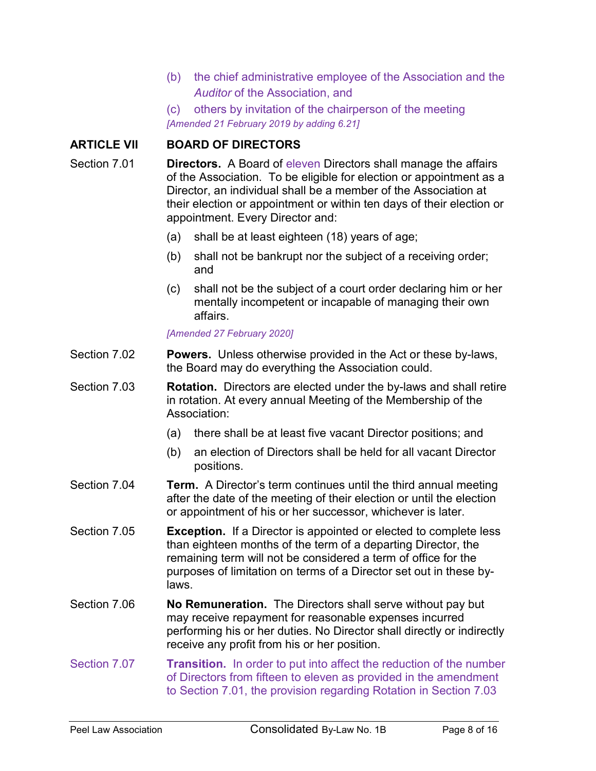(b) the chief administrative employee of the Association and the *Auditor* of the Association, and

(c) others by invitation of the chairperson of the meeting

*[Amended 21 February 2019 by adding 6.21]*

## ARTICLE VII BOARD OF DIRECTORS

Section 7.01 **Directors.** A Board of eleven Directors shall manage the affairs of the Association. To be eligible for election or appointment as a Director, an individual shall be a member of the Association at their election or appointment or within ten days of their election or appointment. Every Director and:

(a) shall be at least eighteen (18) years of age;

(b) shall not be bankrupt nor the subject of a receiving order; and

(c) shall not be the subject of a court order declaring him or her mentally incompetent or incapable of managing their own affairs.

*[Amended 27 February 2020]*

Section 7.02 **Powers.** Unless otherwise provided in the Act or these by-laws, the Board may do everything the Association could.

Section 7.03 **Rotation.** Directors are elected under the by-laws and shall retire in rotation. At every annual Meeting of the Membership of the Association:

(a) there shall be at least five vacant Director positions; and

(b) an election of Directors shall be held for all vacant Director positions.

Section 7.04 **Term.** A Director's term continues until the third annual meeting after the date of the meeting of their election or until the election or appointment of his or her successor, whichever is later.

Section 7.05 **Exception.** If a Director is appointed or elected to complete less than eighteen months of the term of a departing Director, the remaining term will not be considered a term of office for the purposes of limitation on terms of a Director set out in these by-laws.

Section 7.06 **No Remuneration.** The Directors shall serve without pay but may receive repayment for reasonable expenses incurred performing his or her duties. No Director shall directly or indirectly receive any profit from his or her position.

Section 7.07 **Transition.** In order to put into affect the reduction of the number of Directors from fifteen to eleven as provided in the amendment to Section 7.01, the provision regarding Rotation in Section 7.03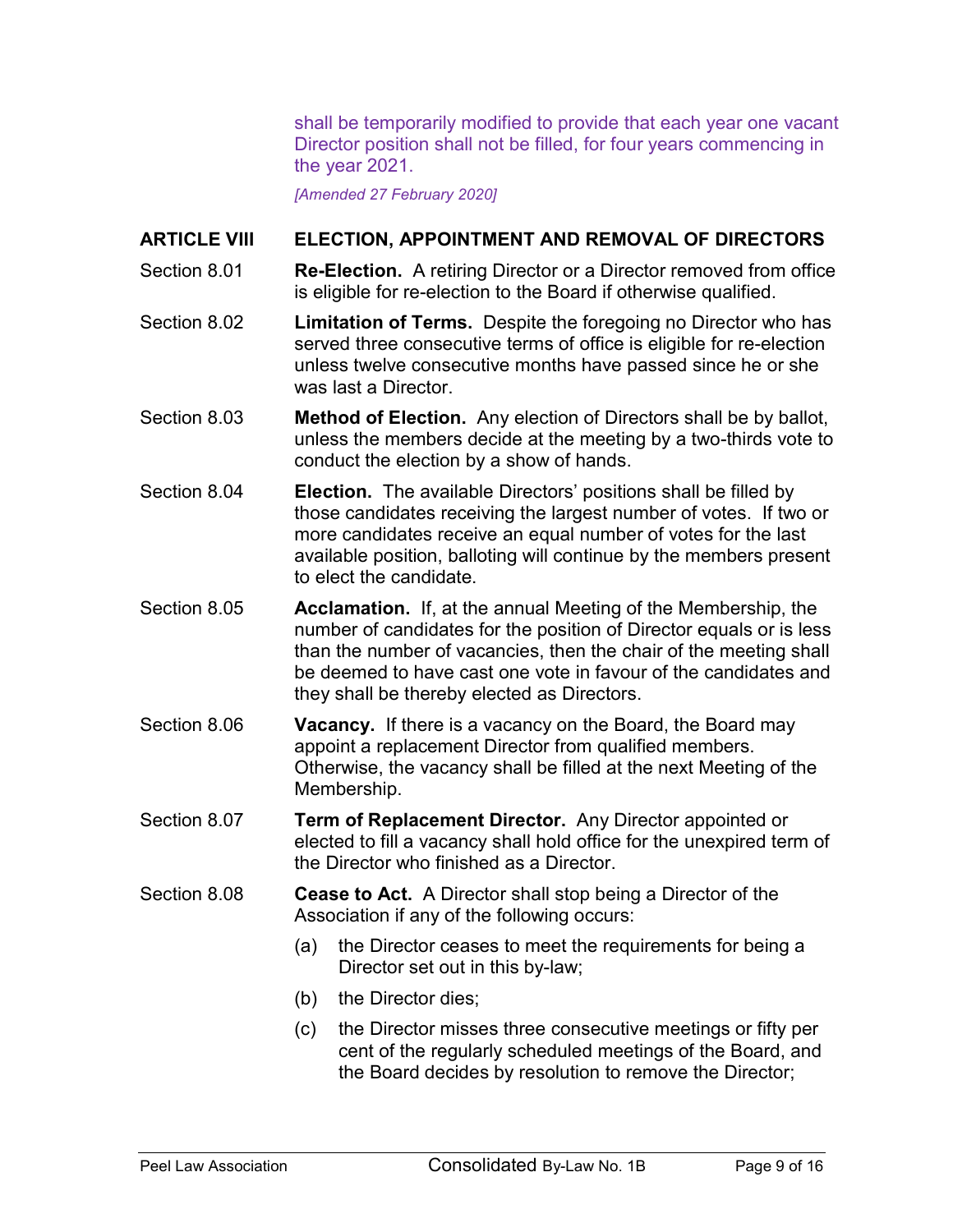shall be temporarily modified to provide that each year one vacant Director position shall not be filled, for four years commencing in the year 2021.

*[Amended 27 February 2020]*

## ARTICLE VIII ELECTION, APPOINTMENT AND REMOVAL OF DIRECTORS

Section 8.01 **Re-Election.** A retiring Director or a Director removed from office is eligible for re-election to the Board if otherwise qualified.

Section 8.02 **Limitation of Terms.** Despite the foregoing no Director who has served three consecutive terms of office is eligible for re-election unless twelve consecutive months have passed since he or she was last a Director.

Section 8.03 **Method of Election.** Any election of Directors shall be by ballot, unless the members decide at the meeting by a two-thirds vote to conduct the election by a show of hands.

Section 8.04 **Election.** The available Directors' positions shall be filled by those candidates receiving the largest number of votes. If two or more candidates receive an equal number of votes for the last available position, balloting will continue by the members present to elect the candidate.

Section 8.05 **Acclamation.** If, at the annual Meeting of the Membership, the number of candidates for the position of Director equals or is less than the number of vacancies, then the chair of the meeting shall be deemed to have cast one vote in favour of the candidates and they shall be thereby elected as Directors.

Section 8.06 **Vacancy.** If there is a vacancy on the Board, the Board may appoint a replacement Director from qualified members. Otherwise, the vacancy shall be filled at the next Meeting of the Membership.

Section 8.07 **Term of Replacement Director.** Any Director appointed or elected to fill a vacancy shall hold office for the unexpired term of the Director who finished as a Director.

Section 8.08 **Cease to Act.** A Director shall stop being a Director of the Association if any of the following occurs:

(a) the Director ceases to meet the requirements for being a Director set out in this by-law;

(b) the Director dies;

(c) the Director misses three consecutive meetings or fifty per cent of the regularly scheduled meetings of the Board, and the Board decides by resolution to remove the Director;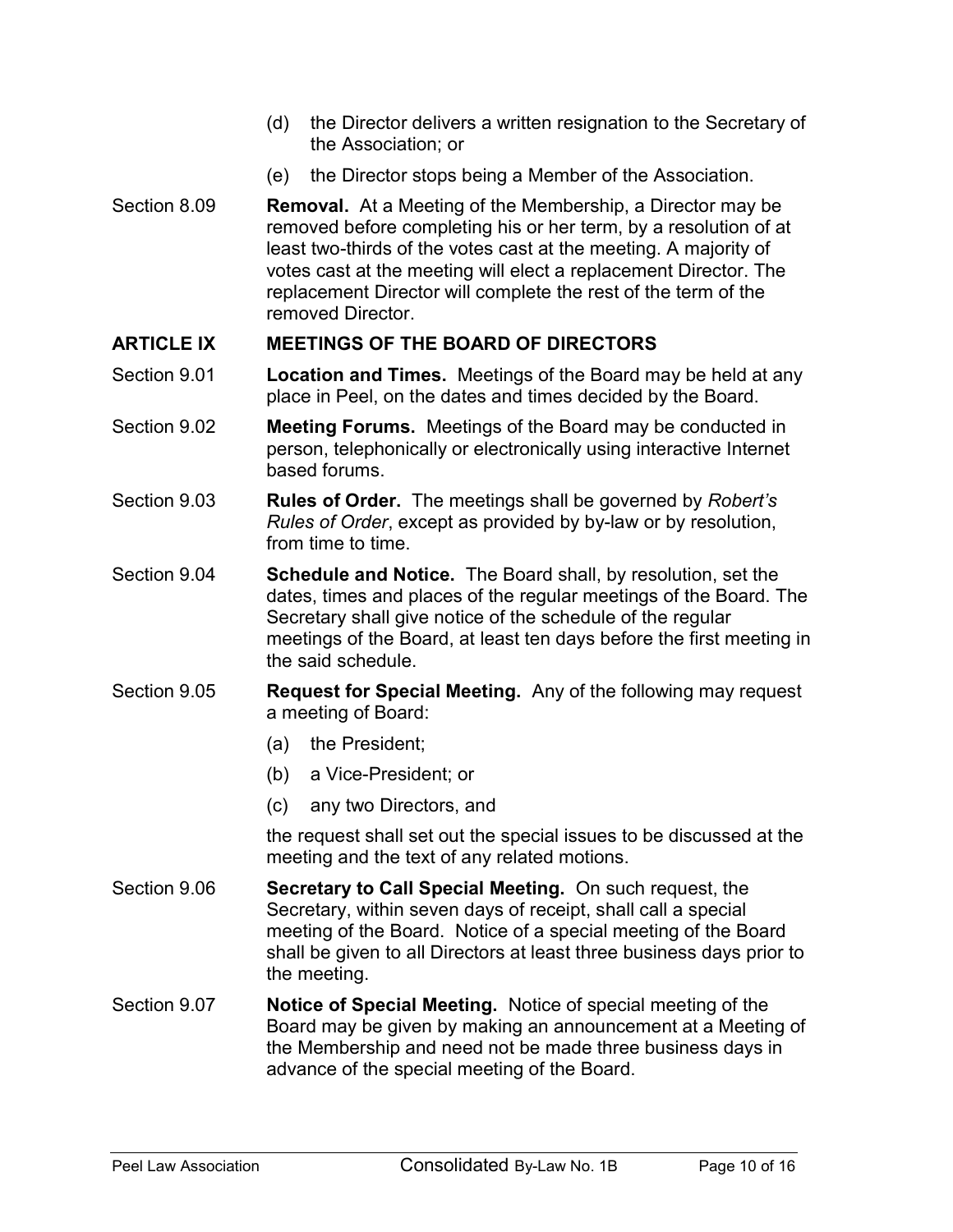(d) the Director delivers a written resignation to the Secretary of the Association; or

(e) the Director stops being a Member of the Association.

Section 8.09 **Removal.** At a Meeting of the Membership, a Director may be removed before completing his or her term, by a resolution of at least two-thirds of the votes cast at the meeting. A majority of votes cast at the meeting will elect a replacement Director. The replacement Director will complete the rest of the term of the removed Director.

## ARTICLE IX MEETINGS OF THE BOARD OF DIRECTORS

Section 9.01 **Location and Times.** Meetings of the Board may be held at any place in Peel, on the dates and times decided by the Board.

Section 9.02 **Meeting Forums.** Meetings of the Board may be conducted in person, telephonically or electronically using interactive Internet based forums.

Section 9.03 **Rules of Order.** The meetings shall be governed by *Robert's Rules of Order*, except as provided by by-law or by resolution, from time to time.

Section 9.04 **Schedule and Notice.** The Board shall, by resolution, set the dates, times and places of the regular meetings of the Board. The Secretary shall give notice of the schedule of the regular meetings of the Board, at least ten days before the first meeting in the said schedule.

Section 9.05 **Request for Special Meeting.** Any of the following may request a meeting of Board:

(a) the President;

(b) a Vice-President; or

(c) any two Directors, and

the request shall set out the special issues to be discussed at the meeting and the text of any related motions.

Section 9.06 **Secretary to Call Special Meeting.** On such request, the Secretary, within seven days of receipt, shall call a special meeting of the Board. Notice of a special meeting of the Board shall be given to all Directors at least three business days prior to the meeting.

Section 9.07 **Notice of Special Meeting.** Notice of special meeting of the Board may be given by making an announcement at a Meeting of the Membership and need not be made three business days in advance of the special meeting of the Board.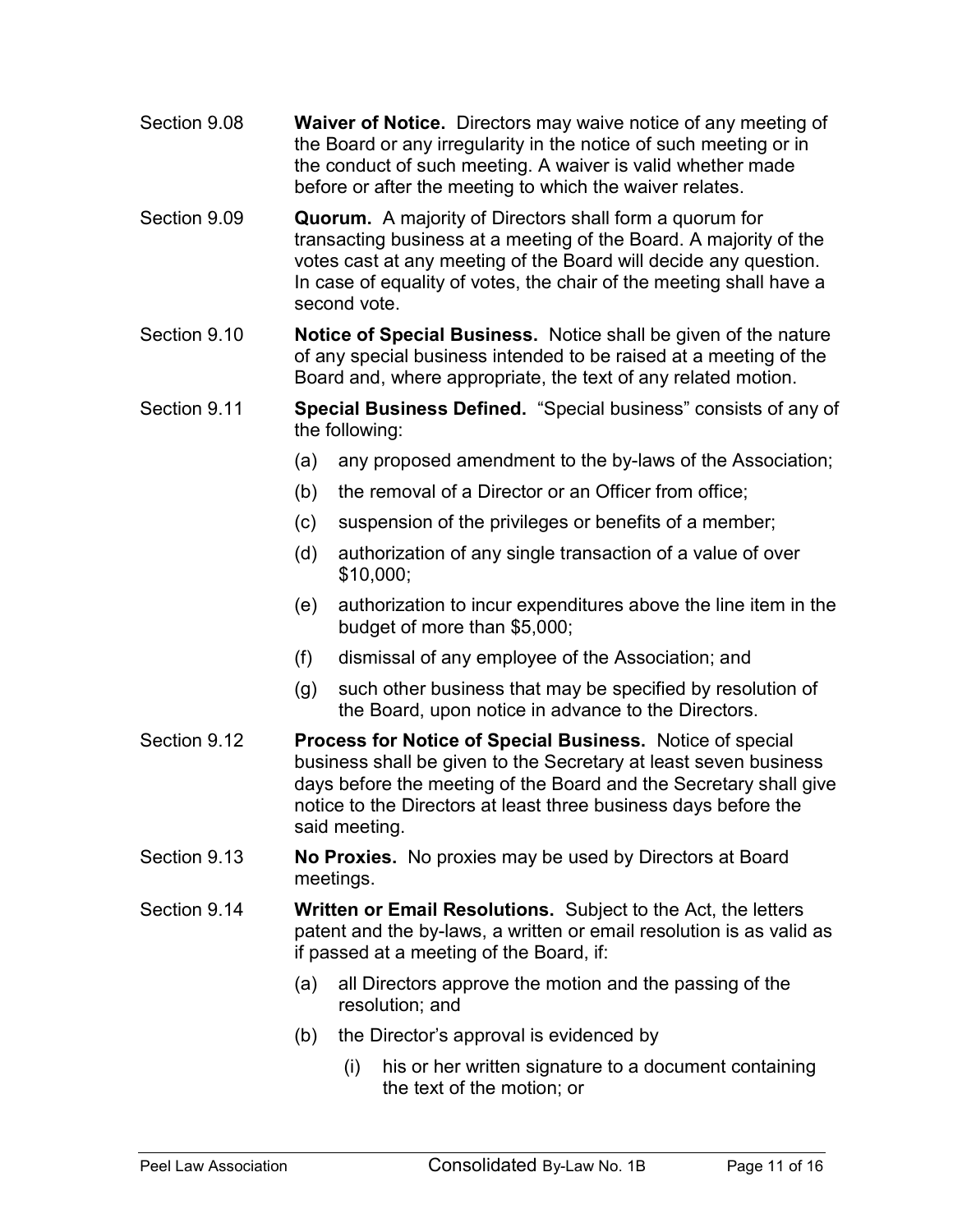Section 9.08 **Waiver of Notice.** Directors may waive notice of any meeting of the Board or any irregularity in the notice of such meeting or in the conduct of such meeting. A waiver is valid whether made before or after the meeting to which the waiver relates.

Section 9.09 **Quorum.** A majority of Directors shall form a quorum for transacting business at a meeting of the Board. A majority of the votes cast at any meeting of the Board will decide any question. In case of equality of votes, the chair of the meeting shall have a second vote.

Section 9.10 **Notice of Special Business.** Notice shall be given of the nature of any special business intended to be raised at a meeting of the Board and, where appropriate, the text of any related motion.

Section 9.11 **Special Business Defined.** "Special business" consists of any of the following:

(a) any proposed amendment to the by-laws of the Association;

(b) the removal of a Director or an Officer from office;

(c) suspension of the privileges or benefits of a member;

(d) authorization of any single transaction of a value of over $10,000;

(e) authorization to incur expenditures above the line item in the budget of more than $5,000;

(f) dismissal of any employee of the Association; and

(g) such other business that may be specified by resolution of the Board, upon notice in advance to the Directors.

Section 9.12 **Process for Notice of Special Business.** Notice of special business shall be given to the Secretary at least seven business days before the meeting of the Board and the Secretary shall give notice to the Directors at least three business days before the said meeting.

Section 9.13 **No Proxies.** No proxies may be used by Directors at Board meetings.

Section 9.14 **Written or Email Resolutions.** Subject to the Act, the letters patent and the by-laws, a written or email resolution is as valid as if passed at a meeting of the Board, if:

(a) all Directors approve the motion and the passing of the resolution; and

(b) the Director's approval is evidenced by

(i) his or her written signature to a document containing the text of the motion; or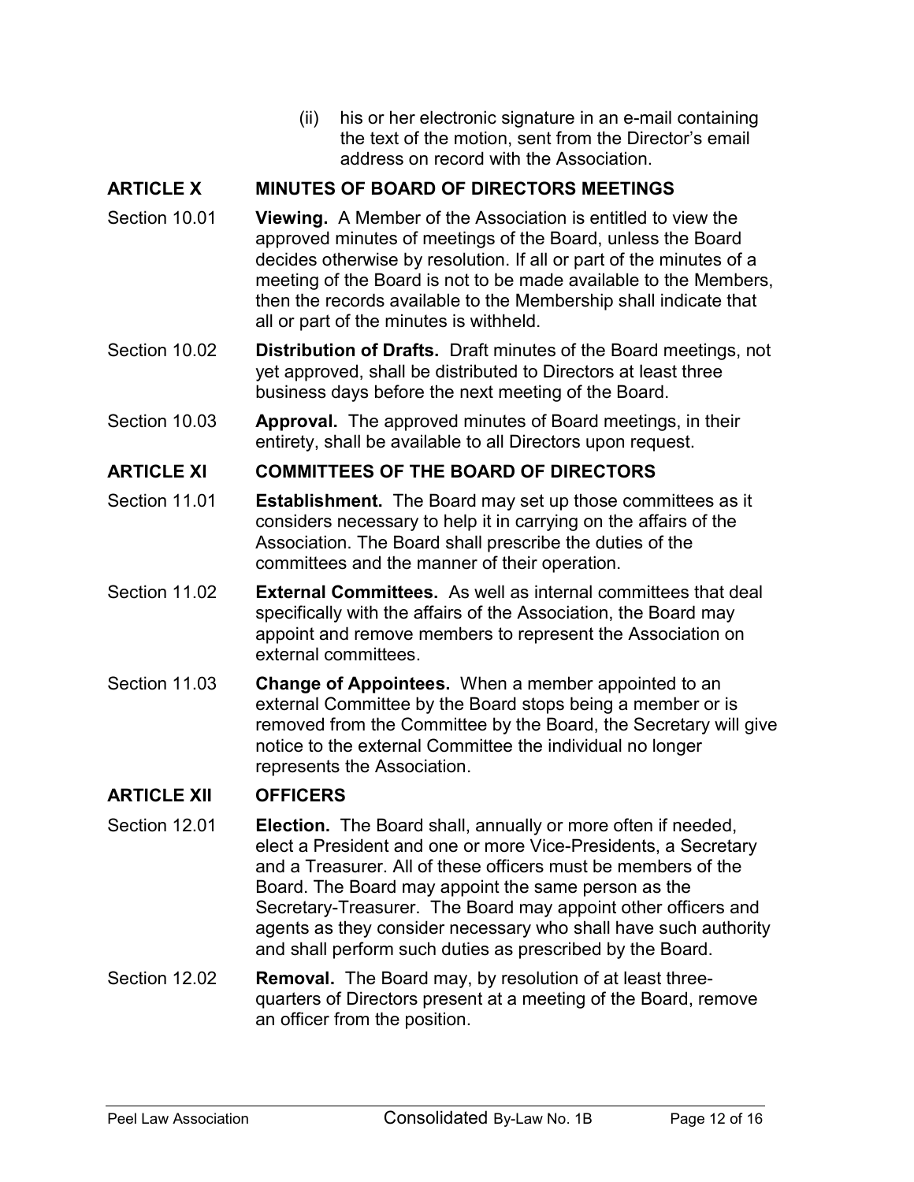(ii) his or her electronic signature in an e-mail containing the text of the motion, sent from the Director's email address on record with the Association.

## ARTICLE X MINUTES OF BOARD OF DIRECTORS MEETINGS

Section 10.01 **Viewing.** A Member of the Association is entitled to view the approved minutes of meetings of the Board, unless the Board decides otherwise by resolution. If all or part of the minutes of a meeting of the Board is not to be made available to the Members, then the records available to the Membership shall indicate that all or part of the minutes is withheld.

Section 10.02 **Distribution of Drafts.** Draft minutes of the Board meetings, not yet approved, shall be distributed to Directors at least three business days before the next meeting of the Board.

Section 10.03 **Approval.** The approved minutes of Board meetings, in their entirety, shall be available to all Directors upon request.

## ARTICLE XI COMMITTEES OF THE BOARD OF DIRECTORS

Section 11.01 **Establishment.** The Board may set up those committees as it considers necessary to help it in carrying on the affairs of the Association. The Board shall prescribe the duties of the committees and the manner of their operation.

Section 11.02 **External Committees.** As well as internal committees that deal specifically with the affairs of the Association, the Board may appoint and remove members to represent the Association on external committees.

Section 11.03 **Change of Appointees.** When a member appointed to an external Committee by the Board stops being a member or is removed from the Committee by the Board, the Secretary will give notice to the external Committee the individual no longer represents the Association.

## ARTICLE XII OFFICERS

Section 12.01 **Election.** The Board shall, annually or more often if needed, elect a President and one or more Vice-Presidents, a Secretary and a Treasurer. All of these officers must be members of the Board. The Board may appoint the same person as the Secretary-Treasurer. The Board may appoint other officers and agents as they consider necessary who shall have such authority and shall perform such duties as prescribed by the Board.

Section 12.02 **Removal.** The Board may, by resolution of at least three-quarters of Directors present at a meeting of the Board, remove an officer from the position.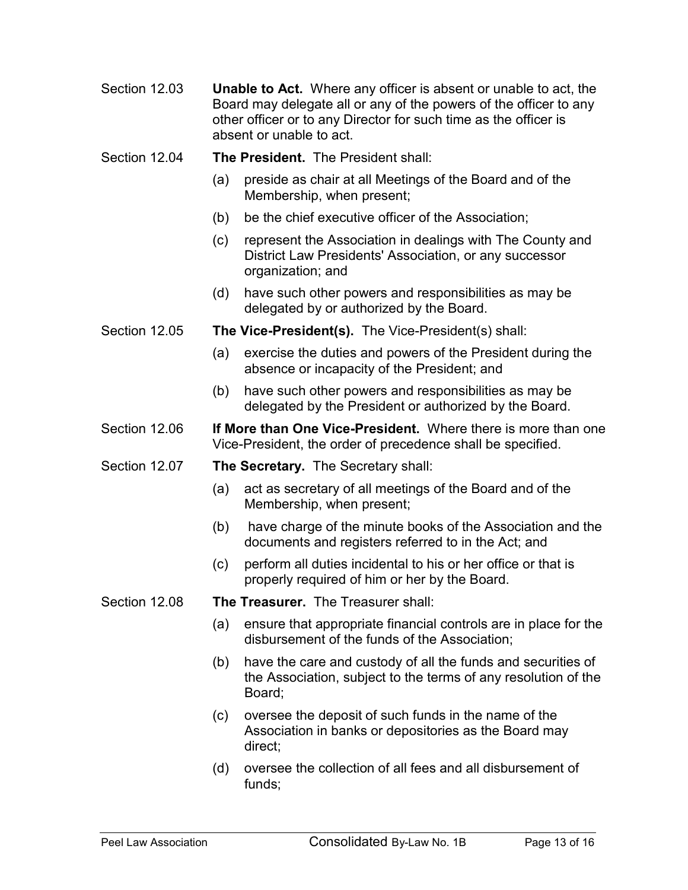Section 12.03 **Unable to Act.** Where any officer is absent or unable to act, the Board may delegate all or any of the powers of the officer to any other officer or to any Director for such time as the officer is absent or unable to act.

Section 12.04 **The President.** The President shall:

(a) preside as chair at all Meetings of the Board and of the Membership, when present;

(b) be the chief executive officer of the Association;

(c) represent the Association in dealings with The County and District Law Presidents' Association, or any successor organization; and

(d) have such other powers and responsibilities as may be delegated by or authorized by the Board.

Section 12.05 **The Vice-President(s).** The Vice-President(s) shall:

(a) exercise the duties and powers of the President during the absence or incapacity of the President; and

(b) have such other powers and responsibilities as may be delegated by the President or authorized by the Board.

Section 12.06 **If More than One Vice-President.** Where there is more than one Vice-President, the order of precedence shall be specified.

Section 12.07 **The Secretary.** The Secretary shall:

(a) act as secretary of all meetings of the Board and of the Membership, when present;

(b) have charge of the minute books of the Association and the documents and registers referred to in the Act; and

(c) perform all duties incidental to his or her office or that is properly required of him or her by the Board.

Section 12.08 **The Treasurer.** The Treasurer shall:

(a) ensure that appropriate financial controls are in place for the disbursement of the funds of the Association;

(b) have the care and custody of all the funds and securities of the Association, subject to the terms of any resolution of the Board;

(c) oversee the deposit of such funds in the name of the Association in banks or depositories as the Board may direct;

(d) oversee the collection of all fees and all disbursement of funds;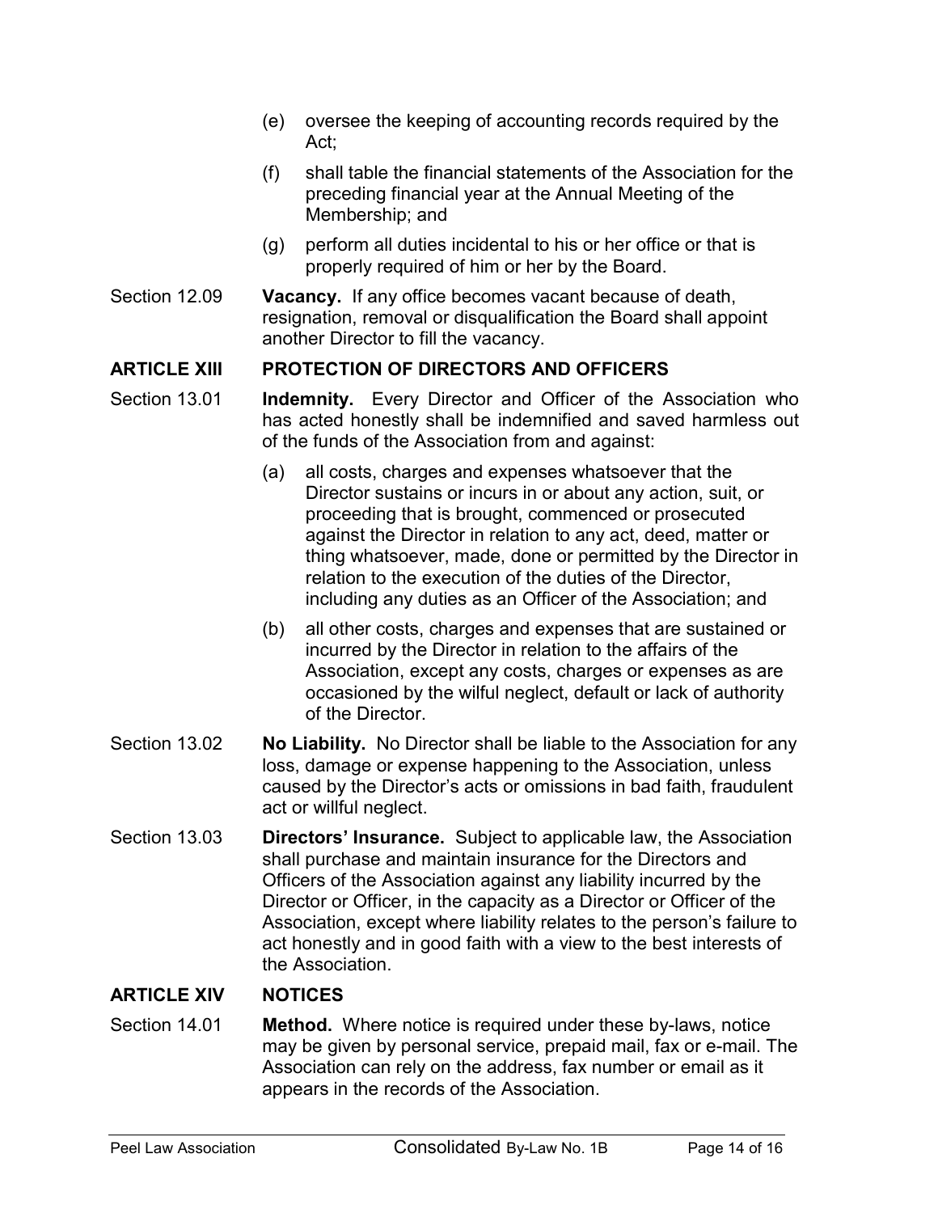(e) oversee the keeping of accounting records required by the Act;

(f) shall table the financial statements of the Association for the preceding financial year at the Annual Meeting of the Membership; and

(g) perform all duties incidental to his or her office or that is properly required of him or her by the Board.

Section 12.09 **Vacancy.** If any office becomes vacant because of death, resignation, removal or disqualification the Board shall appoint another Director to fill the vacancy.

## ARTICLE XIII PROTECTION OF DIRECTORS AND OFFICERS

Section 13.01 **Indemnity.** Every Director and Officer of the Association who has acted honestly shall be indemnified and saved harmless out of the funds of the Association from and against:

(a) all costs, charges and expenses whatsoever that the Director sustains or incurs in or about any action, suit, or proceeding that is brought, commenced or prosecuted against the Director in relation to any act, deed, matter or thing whatsoever, made, done or permitted by the Director in relation to the execution of the duties of the Director, including any duties as an Officer of the Association; and

(b) all other costs, charges and expenses that are sustained or incurred by the Director in relation to the affairs of the Association, except any costs, charges or expenses as are occasioned by the wilful neglect, default or lack of authority of the Director.

Section 13.02 **No Liability.** No Director shall be liable to the Association for any loss, damage or expense happening to the Association, unless caused by the Director's acts or omissions in bad faith, fraudulent act or willful neglect.

Section 13.03 **Directors' Insurance.** Subject to applicable law, the Association shall purchase and maintain insurance for the Directors and Officers of the Association against any liability incurred by the Director or Officer, in the capacity as a Director or Officer of the Association, except where liability relates to the person's failure to act honestly and in good faith with a view to the best interests of the Association.

## ARTICLE XIV NOTICES

Section 14.01 **Method.** Where notice is required under these by-laws, notice may be given by personal service, prepaid mail, fax or e-mail. The Association can rely on the address, fax number or email as it appears in the records of the Association.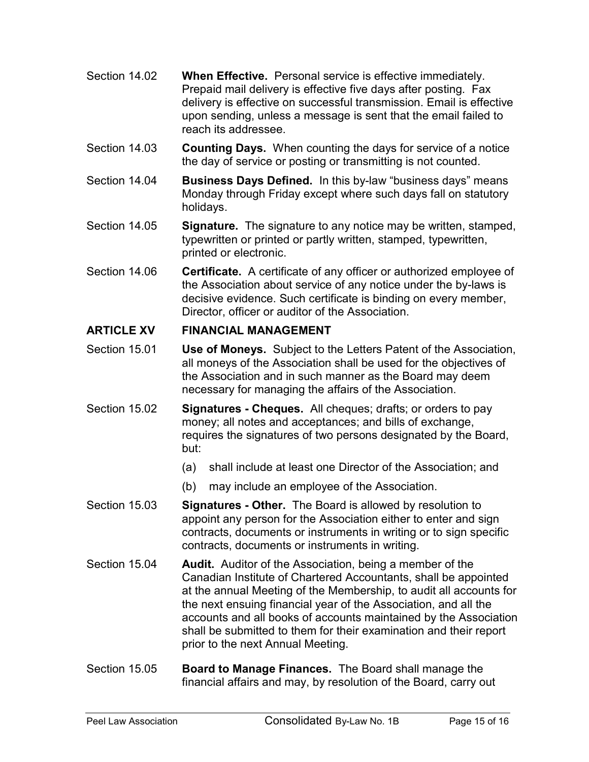Section 14.02 **When Effective.** Personal service is effective immediately. Prepaid mail delivery is effective five days after posting. Fax delivery is effective on successful transmission. Email is effective upon sending, unless a message is sent that the email failed to reach its addressee.

Section 14.03 **Counting Days.** When counting the days for service of a notice the day of service or posting or transmitting is not counted.

Section 14.04 **Business Days Defined.** In this by-law "business days" means Monday through Friday except where such days fall on statutory holidays.

Section 14.05 **Signature.** The signature to any notice may be written, stamped, typewritten or printed or partly written, stamped, typewritten, printed or electronic.

Section 14.06 **Certificate.** A certificate of any officer or authorized employee of the Association about service of any notice under the by-laws is decisive evidence. Such certificate is binding on every member, Director, officer or auditor of the Association.

## ARTICLE XV FINANCIAL MANAGEMENT

Section 15.01 **Use of Moneys.** Subject to the Letters Patent of the Association, all moneys of the Association shall be used for the objectives of the Association and in such manner as the Board may deem necessary for managing the affairs of the Association.

Section 15.02 **Signatures - Cheques.** All cheques; drafts; or orders to pay money; all notes and acceptances; and bills of exchange, requires the signatures of two persons designated by the Board, but:

(a) shall include at least one Director of the Association; and

(b) may include an employee of the Association.

Section 15.03 **Signatures - Other.** The Board is allowed by resolution to appoint any person for the Association either to enter and sign contracts, documents or instruments in writing or to sign specific contracts, documents or instruments in writing.

Section 15.04 **Audit.** Auditor of the Association, being a member of the Canadian Institute of Chartered Accountants, shall be appointed at the annual Meeting of the Membership, to audit all accounts for the next ensuing financial year of the Association, and all the accounts and all books of accounts maintained by the Association shall be submitted to them for their examination and their report prior to the next Annual Meeting.

Section 15.05 **Board to Manage Finances.** The Board shall manage the financial affairs and may, by resolution of the Board, carry out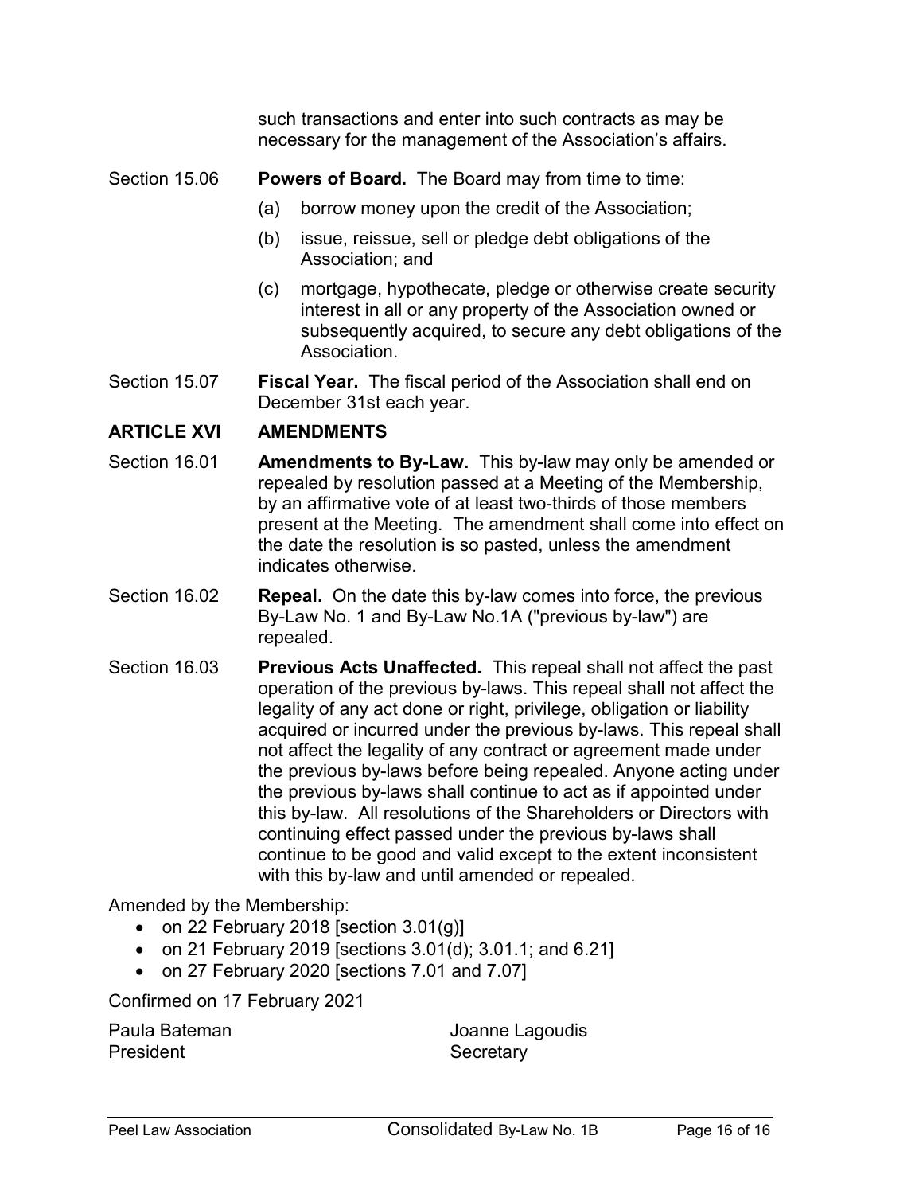such transactions and enter into such contracts as may be necessary for the management of the Association's affairs.

Section 15.06 **Powers of Board.** The Board may from time to time:

(a) borrow money upon the credit of the Association;

(b) issue, reissue, sell or pledge debt obligations of the Association; and

(c) mortgage, hypothecate, pledge or otherwise create security interest in all or any property of the Association owned or subsequently acquired, to secure any debt obligations of the Association.

Section 15.07 **Fiscal Year.** The fiscal period of the Association shall end on December 31st each year.

## ARTICLE XVI AMENDMENTS

Section 16.01 **Amendments to By-Law.** This by-law may only be amended or repealed by resolution passed at a Meeting of the Membership, by an affirmative vote of at least two-thirds of those members present at the Meeting. The amendment shall come into effect on the date the resolution is so pasted, unless the amendment indicates otherwise.

Section 16.02 **Repeal.** On the date this by-law comes into force, the previous By-Law No. 1 and By-Law No.1A ("previous by-law") are repealed.

Section 16.03 **Previous Acts Unaffected.** This repeal shall not affect the past operation of the previous by-laws. This repeal shall not affect the legality of any act done or right, privilege, obligation or liability acquired or incurred under the previous by-laws. This repeal shall not affect the legality of any contract or agreement made under the previous by-laws before being repealed. Anyone acting under the previous by-laws shall continue to act as if appointed under this by-law. All resolutions of the Shareholders or Directors with continuing effect passed under the previous by-laws shall continue to be good and valid except to the extent inconsistent with this by-law and until amended or repealed.

Amended by the Membership:

- on 22 February 2018 [section 3.01(g)]
- on 21 February 2019 [sections 3.01(d); 3.01.1; and 6.21]
- on 27 February 2020 [sections 7.01 and 7.07]

Confirmed on 17 February 2021

Paula Bateman
President

Joanne Lagoudis
Secretary